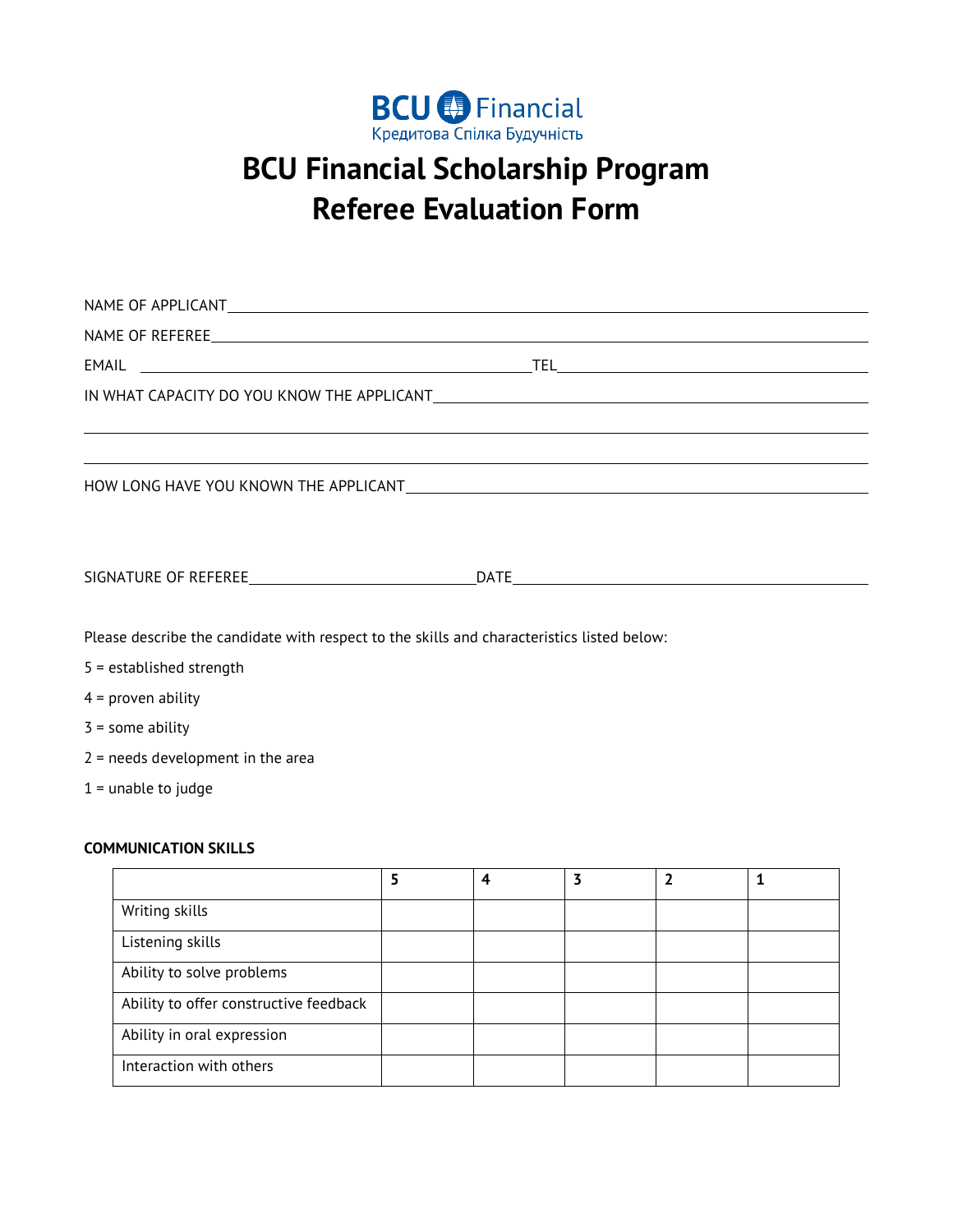BCU Financial
Кредитова Спілка Будучність

# BCU Financial Scholarship Program
# Referee Evaluation Form

NAME OF APPLICANT\_\_\_\_\_\_\_\_\_\_\_\_\_\_\_\_\_\_\_\_\_\_\_\_\_\_\_\_\_\_\_\_\_\_\_\_\_\_\_\_

NAME OF REFEREE\_\_\_\_\_\_\_\_\_\_\_\_\_\_\_\_\_\_\_\_\_\_\_\_\_\_\_\_\_\_\_\_\_\_\_\_\_\_\_\_

EMAIL \_\_\_\_\_\_\_\_\_\_\_\_\_\_\_\_\_\_\_\_\_\_\_\_\_\_\_\_\_ TEL\_\_\_\_\_\_\_\_\_\_\_\_\_\_\_\_\_\_\_\_\_\_\_\_

IN WHAT CAPACITY DO YOU KNOW THE APPLICANT\_\_\_\_\_\_\_\_\_\_\_\_\_\_\_\_\_\_\_\_\_\_\_\_\_\_\_\_\_\_

\_\_\_\_\_\_\_\_\_\_\_\_\_\_\_\_\_\_\_\_\_\_\_\_\_\_\_\_\_\_\_\_\_\_\_\_\_\_\_\_\_\_\_\_\_\_\_\_\_\_\_\_\_\_\_\_\_\_\_\_\_\_\_\_\_\_\_\_\_\_

\_\_\_\_\_\_\_\_\_\_\_\_\_\_\_\_\_\_\_\_\_\_\_\_\_\_\_\_\_\_\_\_\_\_\_\_\_\_\_\_\_\_\_\_\_\_\_\_\_\_\_\_\_\_\_\_\_\_\_\_\_\_\_\_\_\_\_\_\_\_

HOW LONG HAVE YOU KNOWN THE APPLICANT\_\_\_\_\_\_\_\_\_\_\_\_\_\_\_\_\_\_\_\_\_\_\_\_\_\_\_\_\_\_\_\_\_\_

SIGNATURE OF REFEREE\_\_\_\_\_\_\_\_\_\_\_\_\_\_\_\_\_\_\_\_\_\_ DATE\_\_\_\_\_\_\_\_\_\_\_\_\_\_\_\_\_\_\_\_\_\_\_\_\_\_\_\_\_\_\_\_\_\_\_\_

Please describe the candidate with respect to the skills and characteristics listed below:

5 = established strength

4 = proven ability

3 = some ability

2 = needs development in the area

1 = unable to judge

**COMMUNICATION SKILLS**

| | 5 | 4 | 3 | 2 | 1 |
|---|---|---|---|---|---|
| Writing skills | | | | | |
| Listening skills | | | | | |
| Ability to solve problems | | | | | |
| Ability to offer constructive feedback | | | | | |
| Ability in oral expression | | | | | |
| Interaction with others | | | | | |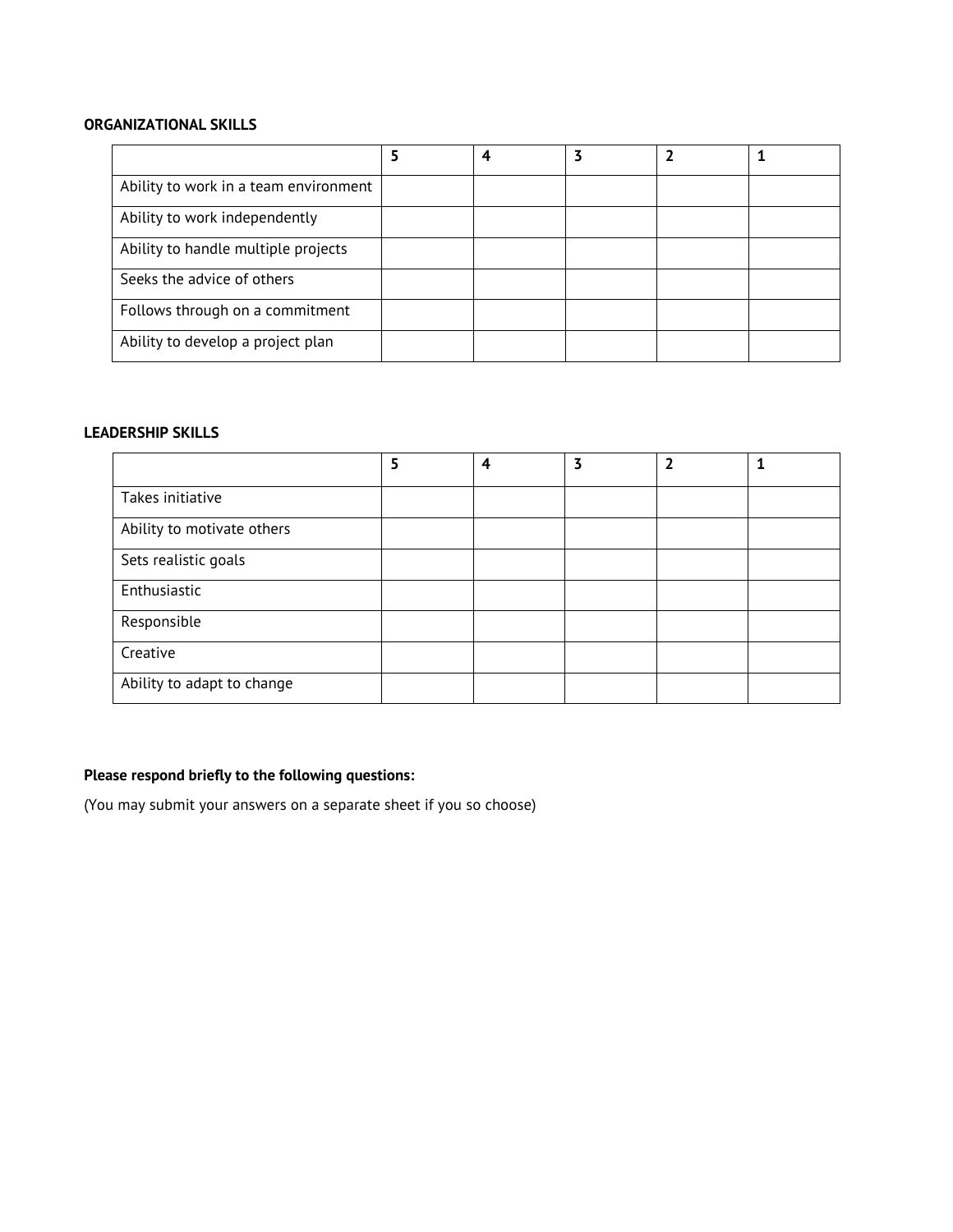**ORGANIZATIONAL SKILLS**

| | 5 | 4 | 3 | 2 | 1 |
|---|---|---|---|---|---|
| Ability to work in a team environment | | | | | |
| Ability to work independently | | | | | |
| Ability to handle multiple projects | | | | | |
| Seeks the advice of others | | | | | |
| Follows through on a commitment | | | | | |
| Ability to develop a project plan | | | | | |

**LEADERSHIP SKILLS**

| | 5 | 4 | 3 | 2 | 1 |
|---|---|---|---|---|---|
| Takes initiative | | | | | |
| Ability to motivate others | | | | | |
| Sets realistic goals | | | | | |
| Enthusiastic | | | | | |
| Responsible | | | | | |
| Creative | | | | | |
| Ability to adapt to change | | | | | |

**Please respond briefly to the following questions:**

(You may submit your answers on a separate sheet if you so choose)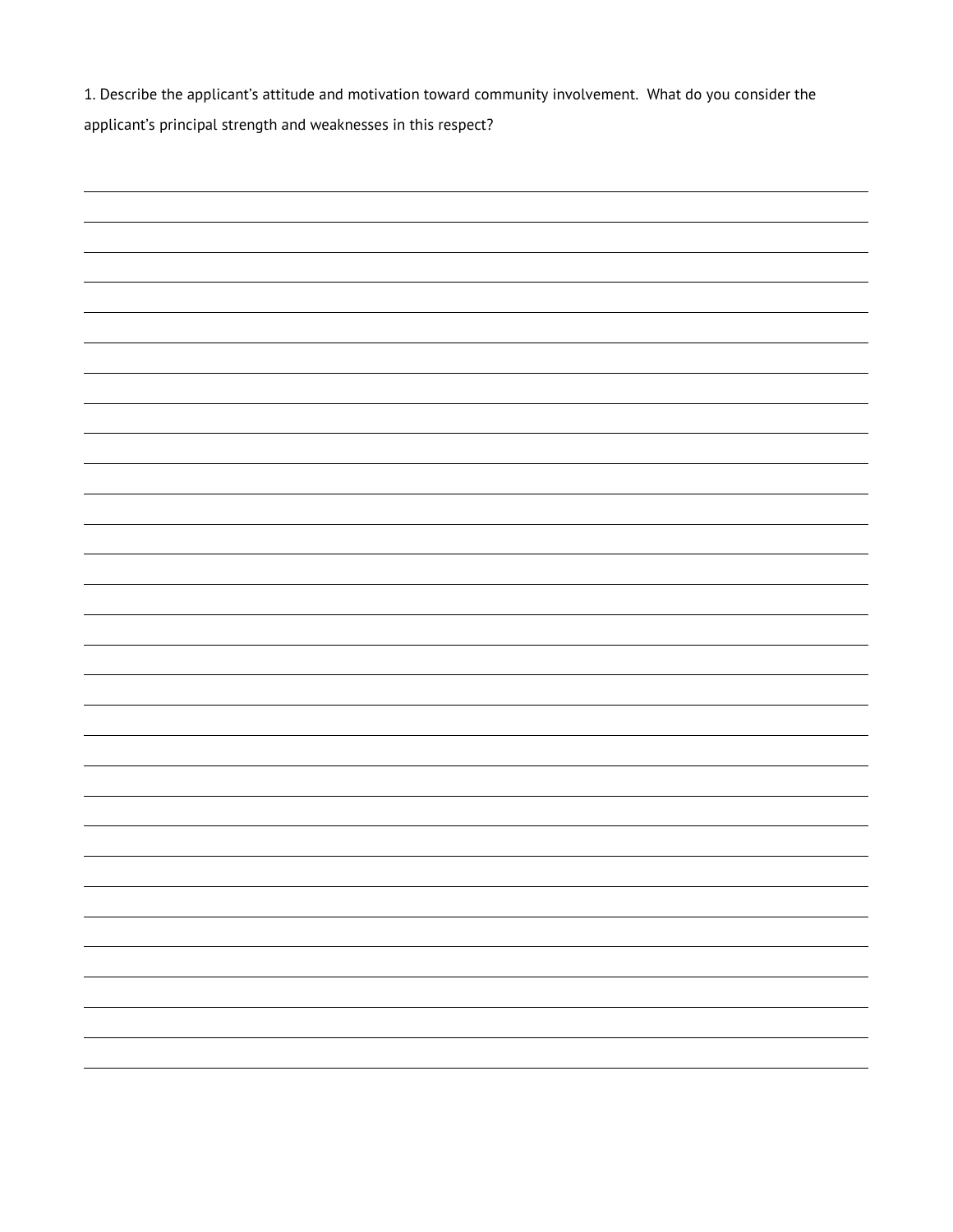1. Describe the applicant's attitude and motivation toward community involvement.  What do you consider the applicant's principal strength and weaknesses in this respect?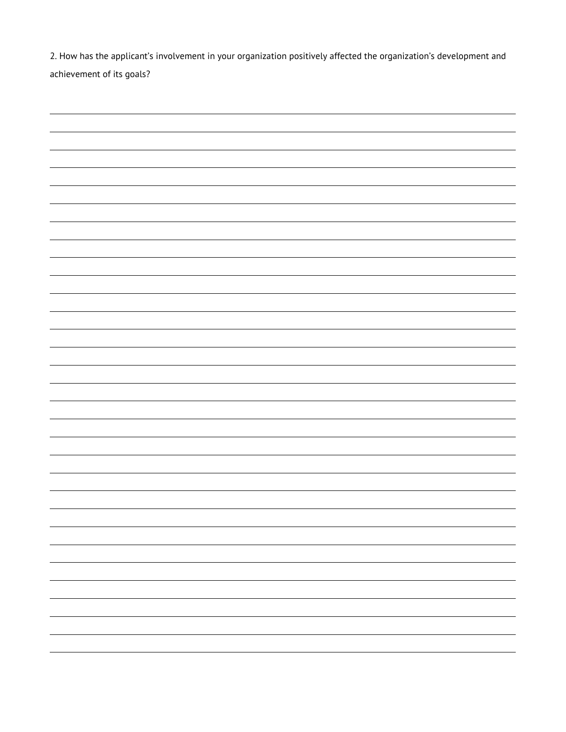2. How has the applicant's involvement in your organization positively affected the organization's development and achievement of its goals?